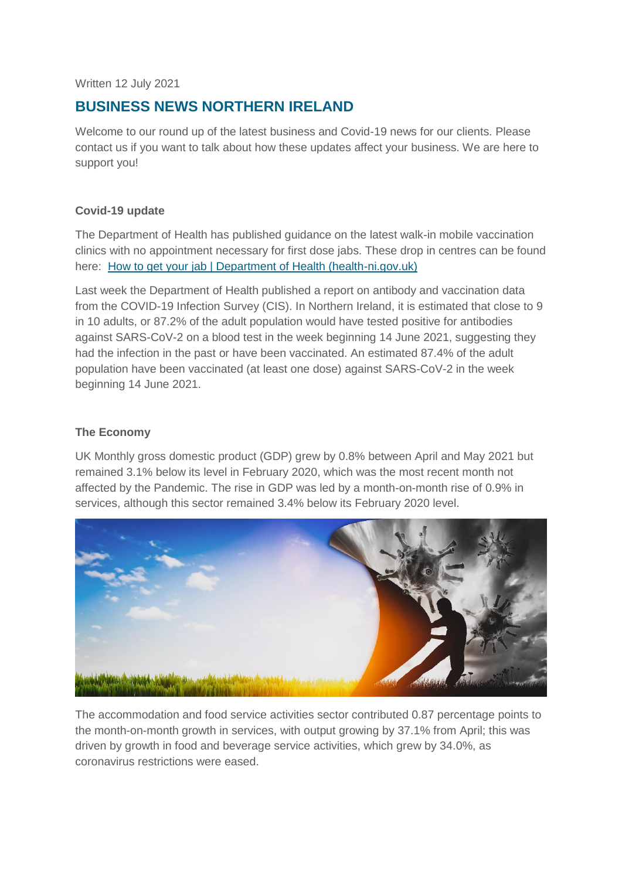Written 12 July 2021

## BUSINESS NEWS NORTHERN IRELAND

Welcome to our round up of the latest business and Covid-19 news for our clients. Please contact us if you want to talk about how these updates affect your business. We are here to support you!

**Covid-19 update**

The Department of Health has published guidance on the latest walk-in mobile vaccination clinics with no appointment necessary for first dose jabs. These drop in centres can be found here: [How to get your jab | Department of Health (health-ni.gov.uk)]

Last week the Department of Health published a report on antibody and vaccination data from the COVID-19 Infection Survey (CIS). In Northern Ireland, it is estimated that close to 9 in 10 adults, or 87.2% of the adult population would have tested positive for antibodies against SARS-CoV-2 on a blood test in the week beginning 14 June 2021, suggesting they had the infection in the past or have been vaccinated. An estimated 87.4% of the adult population have been vaccinated (at least one dose) against SARS-CoV-2 in the week beginning 14 June 2021.

**The Economy**

UK Monthly gross domestic product (GDP) grew by 0.8% between April and May 2021 but remained 3.1% below its level in February 2020, which was the most recent month not affected by the Pandemic. The rise in GDP was led by a month-on-month rise of 0.9% in services, although this sector remained 3.4% below its February 2020 level.

The accommodation and food service activities sector contributed 0.87 percentage points to the month-on-month growth in services, with output growing by 37.1% from April; this was driven by growth in food and beverage service activities, which grew by 34.0%, as coronavirus restrictions were eased.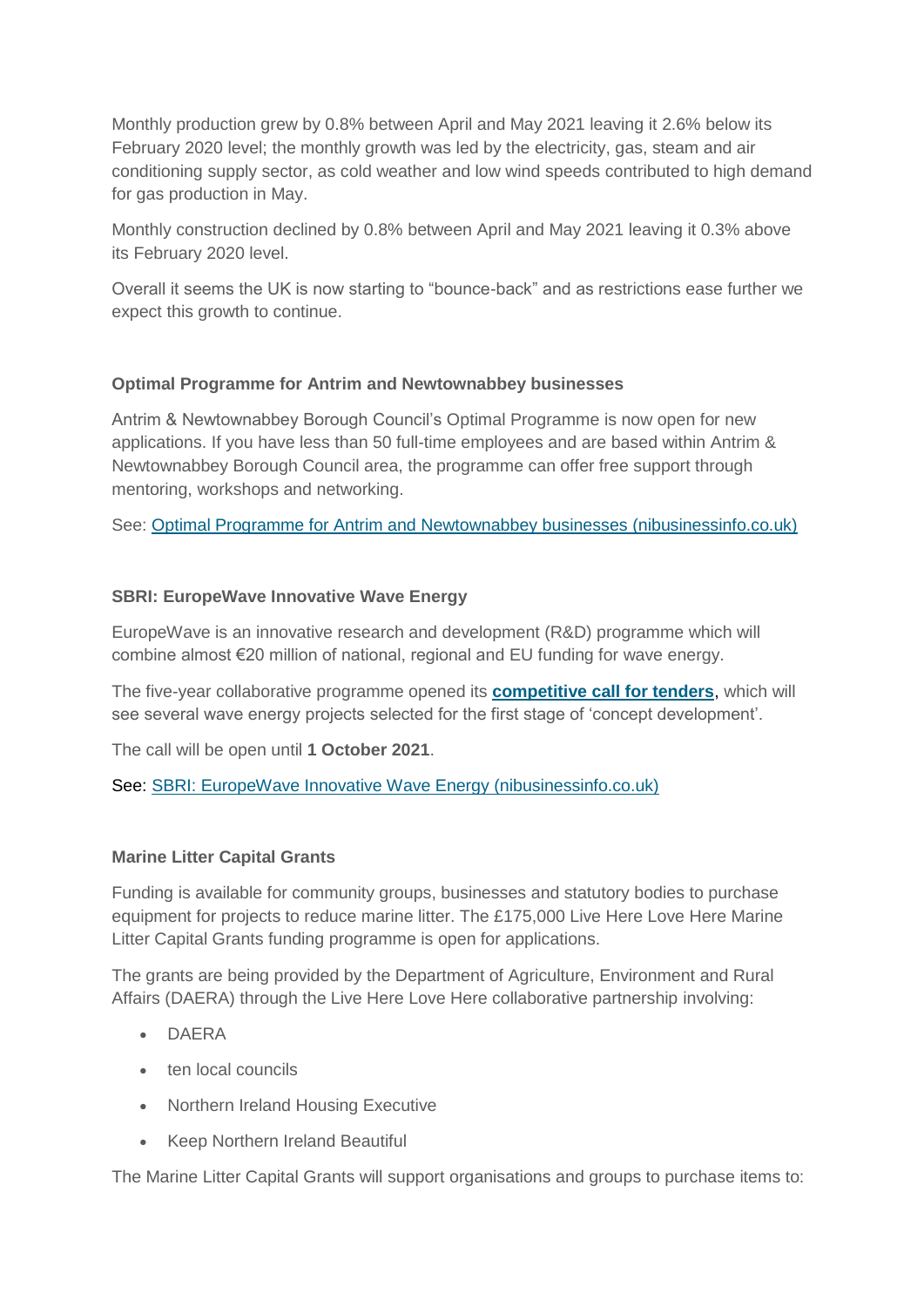Monthly production grew by 0.8% between April and May 2021 leaving it 2.6% below its February 2020 level; the monthly growth was led by the electricity, gas, steam and air conditioning supply sector, as cold weather and low wind speeds contributed to high demand for gas production in May.

Monthly construction declined by 0.8% between April and May 2021 leaving it 0.3% above its February 2020 level.

Overall it seems the UK is now starting to "bounce-back" and as restrictions ease further we expect this growth to continue.

**Optimal Programme for Antrim and Newtownabbey businesses**

Antrim & Newtownabbey Borough Council's Optimal Programme is now open for new applications. If you have less than 50 full-time employees and are based within Antrim & Newtownabbey Borough Council area, the programme can offer free support through mentoring, workshops and networking.

See: [Optimal Programme for Antrim and Newtownabbey businesses (nibusinessinfo.co.uk)]

**SBRI: EuropeWave Innovative Wave Energy**

EuropeWave is an innovative research and development (R&D) programme which will combine almost €20 million of national, regional and EU funding for wave energy.

The five-year collaborative programme opened its **competitive call for tenders**, which will see several wave energy projects selected for the first stage of 'concept development'.

The call will be open until **1 October 2021**.

See: [SBRI: EuropeWave Innovative Wave Energy (nibusinessinfo.co.uk)]

**Marine Litter Capital Grants**

Funding is available for community groups, businesses and statutory bodies to purchase equipment for projects to reduce marine litter. The £175,000 Live Here Love Here Marine Litter Capital Grants funding programme is open for applications.

The grants are being provided by the Department of Agriculture, Environment and Rural Affairs (DAERA) through the Live Here Love Here collaborative partnership involving:

- DAERA
- ten local councils
- Northern Ireland Housing Executive
- Keep Northern Ireland Beautiful

The Marine Litter Capital Grants will support organisations and groups to purchase items to: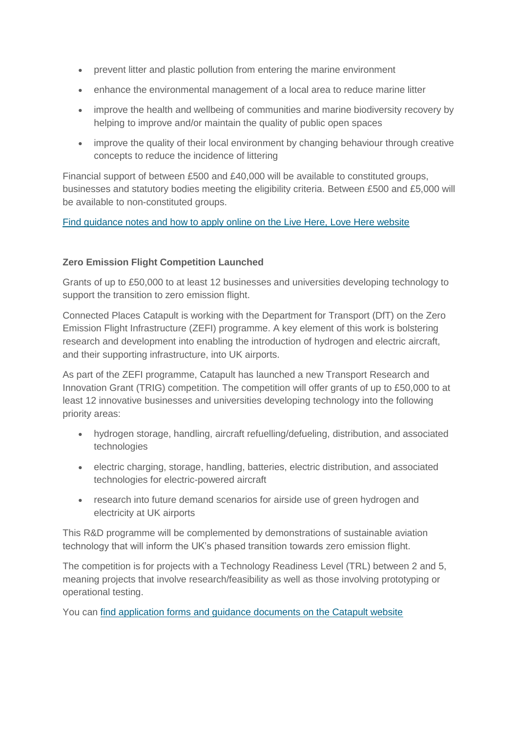- prevent litter and plastic pollution from entering the marine environment
- enhance the environmental management of a local area to reduce marine litter
- improve the health and wellbeing of communities and marine biodiversity recovery by helping to improve and/or maintain the quality of public open spaces
- improve the quality of their local environment by changing behaviour through creative concepts to reduce the incidence of littering

Financial support of between £500 and £40,000 will be available to constituted groups, businesses and statutory bodies meeting the eligibility criteria. Between £500 and £5,000 will be available to non-constituted groups.

Find guidance notes and how to apply online on the Live Here, Love Here website

**Zero Emission Flight Competition Launched**

Grants of up to £50,000 to at least 12 businesses and universities developing technology to support the transition to zero emission flight.

Connected Places Catapult is working with the Department for Transport (DfT) on the Zero Emission Flight Infrastructure (ZEFI) programme. A key element of this work is bolstering research and development into enabling the introduction of hydrogen and electric aircraft, and their supporting infrastructure, into UK airports.

As part of the ZEFI programme, Catapult has launched a new Transport Research and Innovation Grant (TRIG) competition. The competition will offer grants of up to £50,000 to at least 12 innovative businesses and universities developing technology into the following priority areas:

- hydrogen storage, handling, aircraft refuelling/defueling, distribution, and associated technologies
- electric charging, storage, handling, batteries, electric distribution, and associated technologies for electric-powered aircraft
- research into future demand scenarios for airside use of green hydrogen and electricity at UK airports

This R&D programme will be complemented by demonstrations of sustainable aviation technology that will inform the UK's phased transition towards zero emission flight.

The competition is for projects with a Technology Readiness Level (TRL) between 2 and 5, meaning projects that involve research/feasibility as well as those involving prototyping or operational testing.

You can find application forms and guidance documents on the Catapult website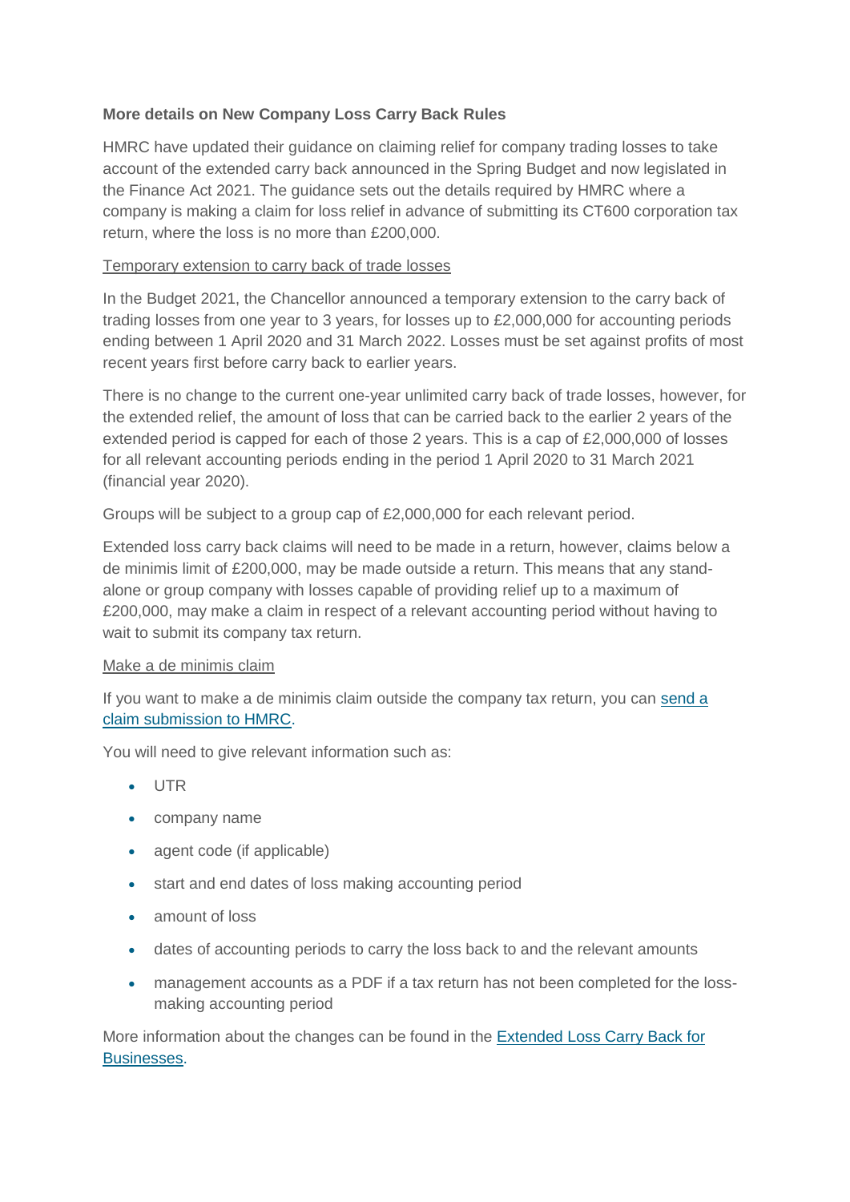**More details on New Company Loss Carry Back Rules**

HMRC have updated their guidance on claiming relief for company trading losses to take account of the extended carry back announced in the Spring Budget and now legislated in the Finance Act 2021. The guidance sets out the details required by HMRC where a company is making a claim for loss relief in advance of submitting its CT600 corporation tax return, where the loss is no more than £200,000.

Temporary extension to carry back of trade losses

In the Budget 2021, the Chancellor announced a temporary extension to the carry back of trading losses from one year to 3 years, for losses up to £2,000,000 for accounting periods ending between 1 April 2020 and 31 March 2022. Losses must be set against profits of most recent years first before carry back to earlier years.

There is no change to the current one-year unlimited carry back of trade losses, however, for the extended relief, the amount of loss that can be carried back to the earlier 2 years of the extended period is capped for each of those 2 years. This is a cap of £2,000,000 of losses for all relevant accounting periods ending in the period 1 April 2020 to 31 March 2021 (financial year 2020).

Groups will be subject to a group cap of £2,000,000 for each relevant period.

Extended loss carry back claims will need to be made in a return, however, claims below a de minimis limit of £200,000, may be made outside a return. This means that any stand-alone or group company with losses capable of providing relief up to a maximum of £200,000, may make a claim in respect of a relevant accounting period without having to wait to submit its company tax return.

Make a de minimis claim

If you want to make a de minimis claim outside the company tax return, you can send a claim submission to HMRC.

You will need to give relevant information such as:

- UTR
- company name
- agent code (if applicable)
- start and end dates of loss making accounting period
- amount of loss
- dates of accounting periods to carry the loss back to and the relevant amounts
- management accounts as a PDF if a tax return has not been completed for the loss-making accounting period

More information about the changes can be found in the Extended Loss Carry Back for Businesses.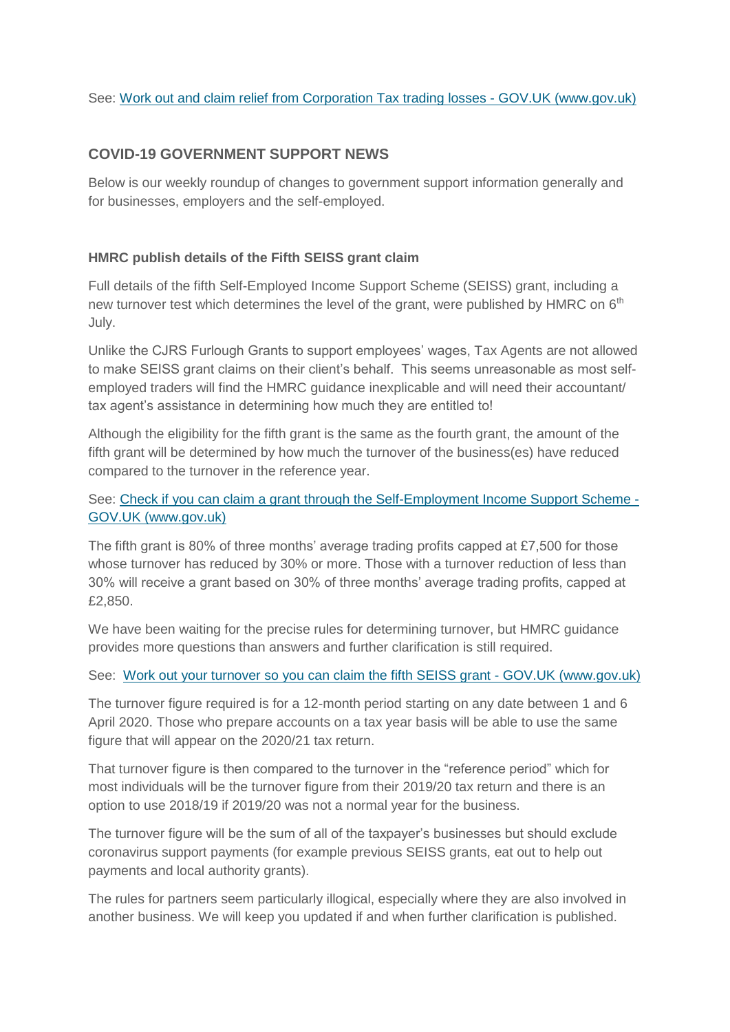See: [Work out and claim relief from Corporation Tax trading losses - GOV.UK (www.gov.uk)]

## COVID-19 GOVERNMENT SUPPORT NEWS

Below is our weekly roundup of changes to government support information generally and for businesses, employers and the self-employed.

### HMRC publish details of the Fifth SEISS grant claim

Full details of the fifth Self-Employed Income Support Scheme (SEISS) grant, including a new turnover test which determines the level of the grant, were published by HMRC on 6th July.

Unlike the CJRS Furlough Grants to support employees' wages, Tax Agents are not allowed to make SEISS grant claims on their client's behalf. This seems unreasonable as most self-employed traders will find the HMRC guidance inexplicable and will need their accountant/ tax agent's assistance in determining how much they are entitled to!

Although the eligibility for the fifth grant is the same as the fourth grant, the amount of the fifth grant will be determined by how much the turnover of the business(es) have reduced compared to the turnover in the reference year.

See: [Check if you can claim a grant through the Self-Employment Income Support Scheme - GOV.UK (www.gov.uk)]

The fifth grant is 80% of three months' average trading profits capped at £7,500 for those whose turnover has reduced by 30% or more. Those with a turnover reduction of less than 30% will receive a grant based on 30% of three months' average trading profits, capped at £2,850.

We have been waiting for the precise rules for determining turnover, but HMRC guidance provides more questions than answers and further clarification is still required.

See: [Work out your turnover so you can claim the fifth SEISS grant - GOV.UK (www.gov.uk)]

The turnover figure required is for a 12-month period starting on any date between 1 and 6 April 2020. Those who prepare accounts on a tax year basis will be able to use the same figure that will appear on the 2020/21 tax return.

That turnover figure is then compared to the turnover in the "reference period" which for most individuals will be the turnover figure from their 2019/20 tax return and there is an option to use 2018/19 if 2019/20 was not a normal year for the business.

The turnover figure will be the sum of all of the taxpayer's businesses but should exclude coronavirus support payments (for example previous SEISS grants, eat out to help out payments and local authority grants).

The rules for partners seem particularly illogical, especially where they are also involved in another business. We will keep you updated if and when further clarification is published.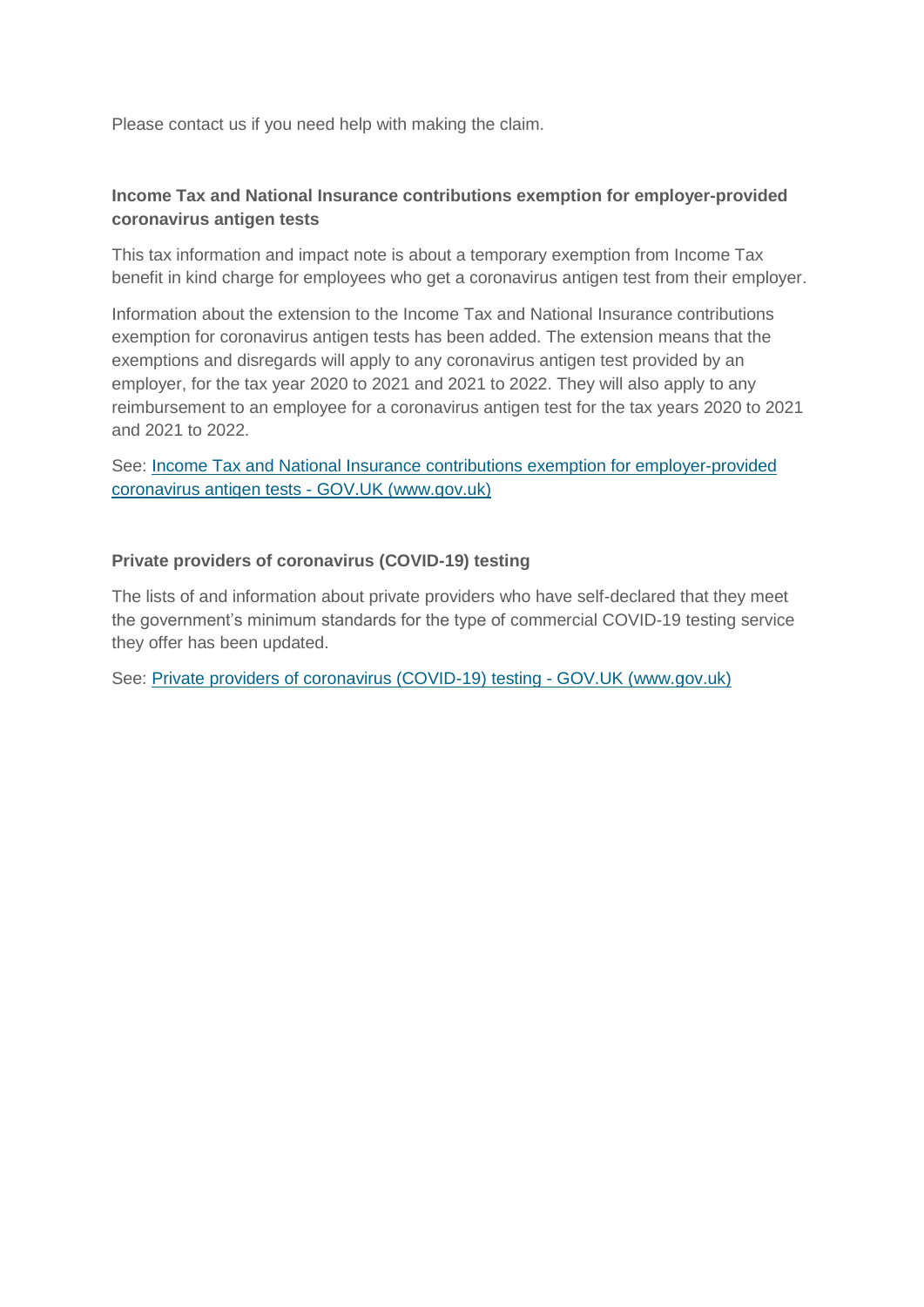Please contact us if you need help with making the claim.

**Income Tax and National Insurance contributions exemption for employer-provided coronavirus antigen tests**

This tax information and impact note is about a temporary exemption from Income Tax benefit in kind charge for employees who get a coronavirus antigen test from their employer.

Information about the extension to the Income Tax and National Insurance contributions exemption for coronavirus antigen tests has been added. The extension means that the exemptions and disregards will apply to any coronavirus antigen test provided by an employer, for the tax year 2020 to 2021 and 2021 to 2022. They will also apply to any reimbursement to an employee for a coronavirus antigen test for the tax years 2020 to 2021 and 2021 to 2022.

See: Income Tax and National Insurance contributions exemption for employer-provided coronavirus antigen tests - GOV.UK (www.gov.uk)

**Private providers of coronavirus (COVID-19) testing**

The lists of and information about private providers who have self-declared that they meet the government's minimum standards for the type of commercial COVID-19 testing service they offer has been updated.

See: Private providers of coronavirus (COVID-19) testing - GOV.UK (www.gov.uk)